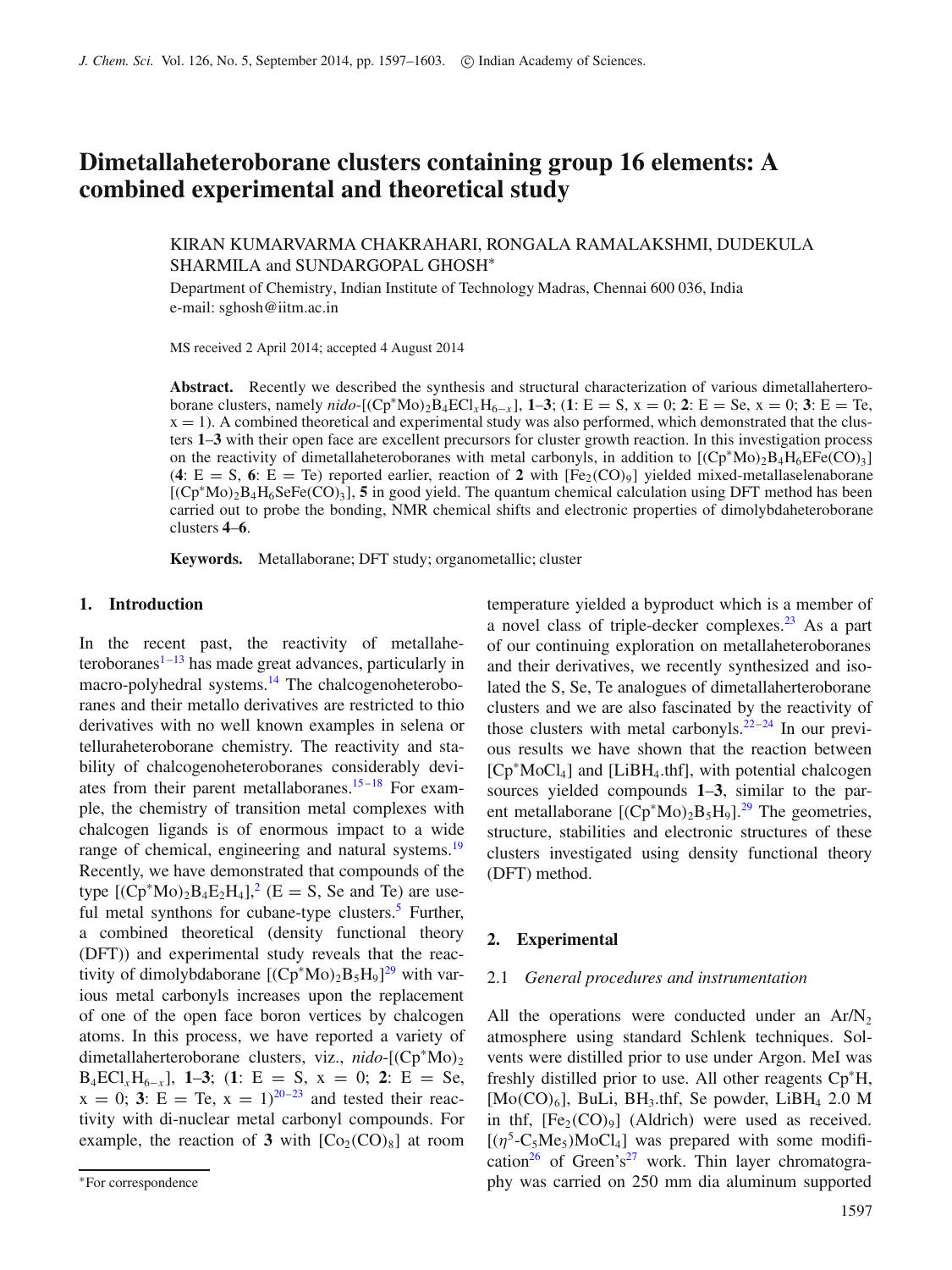# Dimetallaheteroborane clusters containing group 16 elements: A combined experimental and theoretical study

KIRAN KUMARVARMA CHAKRAHARI, RONGALA RAMALAKSHMI, DUDEKULA SHARMILA and SUNDARGOPAL GHOSH*

Department of Chemistry, Indian Institute of Technology Madras, Chennai 600 036, India
e-mail: sghosh@iitm.ac.in

MS received 2 April 2014; accepted 4 August 2014

**Abstract.** Recently we described the synthesis and structural characterization of various dimetallahertero-borane clusters, namely *nido*-[$(Cp^*Mo)_2B_4ECl_xH_{6-x}$], **1**–**3**; (**1**: E = S, x = 0; **2**: E = Se, x = 0; **3**: E = Te, x = 1). A combined theoretical and experimental study was also performed, which demonstrated that the clusters **1**–**3** with their open face are excellent precursors for cluster growth reaction. In this investigation process on the reactivity of dimetallaheteroboranes with metal carbonyls, in addition to [$(Cp^*Mo)_2B_4H_6EFe(CO)_3$] (**4**: E = S, **6**: E = Te) reported earlier, reaction of **2** with [$Fe_2(CO)_9$] yielded mixed-metallaselenaborane [$(Cp^*Mo)_2B_4H_6SeFe(CO)_3$], **5** in good yield. The quantum chemical calculation using DFT method has been carried out to probe the bonding, NMR chemical shifts and electronic properties of dimolybdaheteroborane clusters **4**–**6**.

**Keywords.** Metalloborane; DFT study; organometallic; cluster

## 1. Introduction

In the recent past, the reactivity of metallaheteroboranes[1–13] has made great advances, particularly in macro-polyhedral systems.[14] The chalcogenoheteroboranes and their metallo derivatives are restricted to thio derivatives with no well known examples in selena or telluraheteroborane chemistry. The reactivity and stability of chalcogenoheteroboranes considerably deviates from their parent metallaboranes.[15–18] For example, the chemistry of transition metal complexes with chalcogen ligands is of enormous impact to a wide range of chemical, engineering and natural systems.[19] Recently, we have demonstrated that compounds of the type [$(Cp^*Mo)_2B_4E_2H_4$],[2] (E = S, Se and Te) are useful metal synthons for cubane-type clusters.[5] Further, a combined theoretical (density functional theory (DFT)) and experimental study reveals that the reactivity of dimolybdaborane [$(Cp^*Mo)_2B_5H_9$][29] with various metal carbonyls increases upon the replacement of one of the open face boron vertices by chalcogen atoms. In this process, we have reported a variety of dimetallaherteroborane clusters, viz., *nido*-[$(Cp^*Mo)_2B_4ECl_xH_{6-x}$], **1**–**3**; (**1**: E = S, x = 0; **2**: E = Se, x = 0; **3**: E = Te, x = 1)[20–23] and tested their reactivity with di-nuclear metal carbonyl compounds. For example, the reaction of **3** with [$Co_2(CO)_8$] at room temperature yielded a byproduct which is a member of a novel class of triple-decker complexes.[23] As a part of our continuing exploration on metallaheteroboranes and their derivatives, we recently synthesized and isolated the S, Se, Te analogues of dimetallaherteroborane clusters and we are also fascinated by the reactivity of those clusters with metal carbonyls.[22–24] In our previous results we have shown that the reaction between [$Cp^*MoCl_4$] and [$LiBH_4$.thf], with potential chalcogen sources yielded compounds **1**–**3**, similar to the parent metallaborane [$(Cp^*Mo)_2B_5H_9$].[29] The geometries, structure, stabilities and electronic structures of these clusters investigated using density functional theory (DFT) method.

## 2. Experimental

### 2.1 *General procedures and instrumentation*

All the operations were conducted under an Ar/$N_2$ atmosphere using standard Schlenk techniques. Solvents were distilled prior to use under Argon. MeI was freshly distilled prior to use. All other reagents Cp*H, [$Mo(CO)_6$], BuLi, $BH_3$.thf, Se powder, $LiBH_4$ 2.0 M in thf, [$Fe_2(CO)_9$] (Aldrich) were used as received. [($\eta^5$-$C_5Me_5$)$MoCl_4$] was prepared with some modification[26] of Green's[27] work. Thin layer chromatography was carried on 250 mm dia aluminum supported

*For correspondence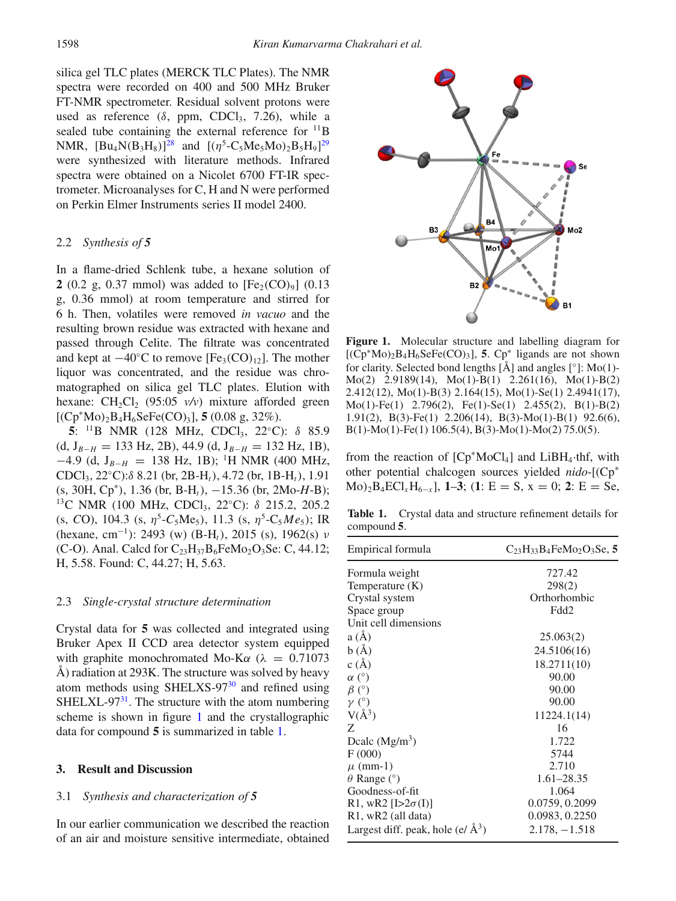silica gel TLC plates (MERCK TLC Plates). The NMR spectra were recorded on 400 and 500 MHz Bruker FT-NMR spectrometer. Residual solvent protons were used as reference ($\delta$, ppm, $CDCl_3$, 7.26), while a sealed tube containing the external reference for $^{11}B$ NMR, $[Bu_4N(B_3H_8)]$[28] and $[(\eta^5\text{-}C_5Me_5Mo)_2B_5H_9]$[29] were synthesized with literature methods. Infrared spectra were obtained on a Nicolet 6700 FT-IR spectrometer. Microanalyses for C, H and N were performed on Perkin Elmer Instruments series II model 2400.

### 2.2 *Synthesis of **5***

In a flame-dried Schlenk tube, a hexane solution of **2** (0.2 g, 0.37 mmol) was added to $[Fe_2(CO)_9]$ (0.13 g, 0.36 mmol) at room temperature and stirred for 6 h. Then, volatiles were removed *in vacuo* and the resulting brown residue was extracted with hexane and passed through Celite. The filtrate was concentrated and kept at −40°C to remove $[Fe_3(CO)_{12}]$. The mother liquor was concentrated, and the residue was chromatographed on silica gel TLC plates. Elution with hexane: $CH_2Cl_2$ (95:05 *v/v*) mixture afforded green $[(Cp^*Mo)_2B_4H_6SeFe(CO)_3]$, **5** (0.08 g, 32%).

**5**: $^{11}B$ NMR (128 MHz, $CDCl_3$, 22°C): $\delta$ 85.9 (d, $J_{B-H}$ = 133 Hz, 2B), 44.9 (d, $J_{B-H}$ = 132 Hz, 1B), −4.9 (d, $J_{B-H}$ = 138 Hz, 1B); $^1H$ NMR (400 MHz, $CDCl_3$, 22°C): $\delta$ 8.21 (br, 2B-$H_t$), 4.72 (br, 1B-$H_t$), 1.91 (s, 30H, Cp*), 1.36 (br, B-$H_t$), −15.36 (br, 2Mo-*H*-B); $^{13}C$ NMR (100 MHz, $CDCl_3$, 22°C): $\delta$ 215.2, 205.2 (s, *C*O), 104.3 (s, $\eta^5$-$C_5$Me$_5$), 11.3 (s, $\eta^5$-$C_5Me_5$); IR (hexane, $cm^{-1}$): 2493 (w) (B-$H_t$), 2015 (s), 1962(s) $\nu$ (C-O). Anal. Calcd for $C_{23}H_{37}B_6FeMo_2O_3Se$: C, 44.12; H, 5.58. Found: C, 44.27; H, 5.63.

### 2.3 *Single-crystal structure determination*

Crystal data for **5** was collected and integrated using Bruker Apex II CCD area detector system equipped with graphite monochromated Mo-K$\alpha$ ($\lambda$ = 0.71073 Å) radiation at 293K. The structure was solved by heavy atom methods using SHELXS-97[30] and refined using SHELXL-97[31]. The structure with the atom numbering scheme is shown in figure 1 and the crystallographic data for compound **5** is summarized in table 1.

## 3. Result and Discussion

### 3.1 *Synthesis and characterization of **5***

In our earlier communication we described the reaction of an air and moisture sensitive intermediate, obtained from the reaction of $[Cp^*MoCl_4]$ and $LiBH_4$·thf, with other potential chalcogen sources yielded *nido*-$[(Cp^*Mo)_2B_4ECl_xH_{6-x}]$, **1**–**3**; (**1**: E = S, x = 0; **2**: E = Se,

**Figure 1.** Molecular structure and labelling diagram for $[(Cp^*Mo)_2B_4H_6SeFe(CO)_3]$, **5**. Cp* ligands are not shown for clarity. Selected bond lengths [Å] and angles [°]: Mo(1)-Mo(2) 2.9189(14), Mo(1)-B(1) 2.261(16), Mo(1)-B(2) 2.412(12), Mo(1)-B(3) 2.164(15), Mo(1)-Se(1) 2.4941(17), Mo(1)-Fe(1) 2.796(2), Fe(1)-Se(1) 2.455(2), B(1)-B(2) 1.91(2), B(3)-Fe(1) 2.206(14), B(3)-Mo(1)-B(1) 92.6(6), B(1)-Mo(1)-Fe(1) 106.5(4), B(3)-Mo(1)-Mo(2) 75.0(5).

**Table 1.** Crystal data and structure refinement details for compound **5**.

| Empirical formula | $C_{23}H_{33}B_4FeMo_2O_3Se$, **5** |
|---|---|
| Formula weight | 727.42 |
| Temperature (K) | 298(2) |
| Crystal system | Orthorhombic |
| Space group | Fdd2 |
| Unit cell dimensions | |
| a (Å) | 25.063(2) |
| b (Å) | 24.5106(16) |
| c (Å) | 18.2711(10) |
| $\alpha$ (°) | 90.00 |
| $\beta$ (°) | 90.00 |
| $\gamma$ (°) | 90.00 |
| V(Å$^3$) | 11224.1(14) |
| Z | 16 |
| Dcalc (Mg/m$^3$) | 1.722 |
| F (000) | 5744 |
| $\mu$ (mm-1) | 2.710 |
| $\theta$ Range (°) | 1.61–28.35 |
| Goodness-of-fit | 1.064 |
| R1, wR2 [I>2$\sigma$(I)] | 0.0759, 0.2099 |
| R1, wR2 (all data) | 0.0983, 0.2250 |
| Largest diff. peak, hole (e/ Å$^3$) | 2.178, −1.518 |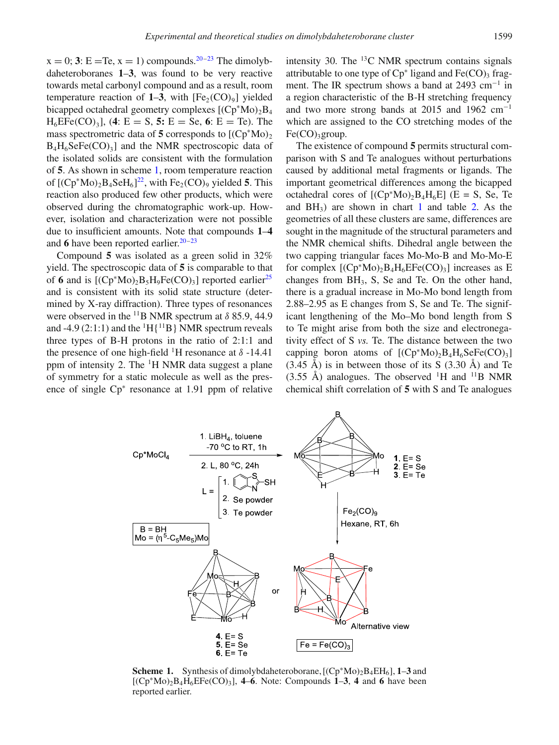x = 0; **3**: E =Te, x = 1) compounds.[20–23] The dimolybdaheteroboranes **1–3**, was found to be very reactive towards metal carbonyl compound and as a result, room temperature reaction of **1–3**, with $[Fe_2(CO)_9]$ yielded bicapped octahedral geometry complexes $[(Cp^*Mo)_2B_4H_6EFe(CO)_3]$, (**4**: E = S, **5:** E = Se, **6**: E = Te). The mass spectrometric data of **5** corresponds to $[(Cp^*Mo)_2B_4H_6SeFe(CO)_3]$ and the NMR spectroscopic data of the isolated solids are consistent with the formulation of **5**. As shown in scheme 1, room temperature reaction of $[(Cp^*Mo)_2B_4SeH_6]$[22], with $Fe_2(CO)_9$ yielded **5**. This reaction also produced few other products, which were observed during the chromatographic work-up. However, isolation and characterization were not possible due to insufficient amounts. Note that compounds **1–4** and **6** have been reported earlier.[20–23]

Compound **5** was isolated as a green solid in 32% yield. The spectroscopic data of **5** is comparable to that of **6** and is $[(Cp^*Mo)_2B_5H_9Fe(CO)_3]$ reported earlier[25] and is consistent with its solid state structure (determined by X-ray diffraction). Three types of resonances were observed in the $^{11}B$ NMR spectrum at $\delta$ 85.9, 44.9 and -4.9 (2:1:1) and the $^1H\{^{11}B\}$ NMR spectrum reveals three types of B-H protons in the ratio of 2:1:1 and the presence of one high-field $^1H$ resonance at $\delta$ -14.41 ppm of intensity 2. The $^1H$ NMR data suggest a plane of symmetry for a static molecule as well as the presence of single Cp* resonance at 1.91 ppm of relative intensity 30. The $^{13}C$ NMR spectrum contains signals attributable to one type of Cp* ligand and $Fe(CO)_3$ fragment. The IR spectrum shows a band at 2493 $cm^{-1}$ in a region characteristic of the B-H stretching frequency and two more strong bands at 2015 and 1962 $cm^{-1}$ which are assigned to the CO stretching modes of the $Fe(CO)_3$group.

The existence of compound **5** permits structural comparison with S and Te analogues without perturbations caused by additional metal fragments or ligands. The important geometrical differences among the bicapped octahedral cores of $[(Cp^*Mo)_2B_4H_6E]$ (E = S, Se, Te and $BH_3$) are shown in chart 1 and table 2. As the geometries of all these clusters are same, differences are sought in the magnitude of the structural parameters and the NMR chemical shifts. Dihedral angle between the two capping triangular faces Mo-Mo-B and Mo-Mo-E for complex $[(Cp^*Mo)_2B_4H_6EFe(CO)_3]$ increases as E changes from $BH_3$, S, Se and Te. On the other hand, there is a gradual increase in Mo-Mo bond length from 2.88–2.95 as E changes from S, Se and Te. The significant lengthening of the Mo–Mo bond length from S to Te might arise from both the size and electronegativity effect of S *vs.* Te. The distance between the two capping boron atoms of $[(Cp^*Mo)_2B_4H_6SeFe(CO)_3]$ (3.45 Å) is in between those of its S (3.30 Å) and Te (3.55 Å) analogues. The observed $^1H$ and $^{11}B$ NMR chemical shift correlation of **5** with S and Te analogues

**Scheme 1.** Synthesis of dimolybdaheteroborane, $[(Cp^*Mo)_2B_4EH_6]$, **1–3** and $[(Cp^*Mo)_2B_4H_6EFe(CO)_3]$, **4–6**. Note: Compounds **1–3**, **4** and **6** have been reported earlier.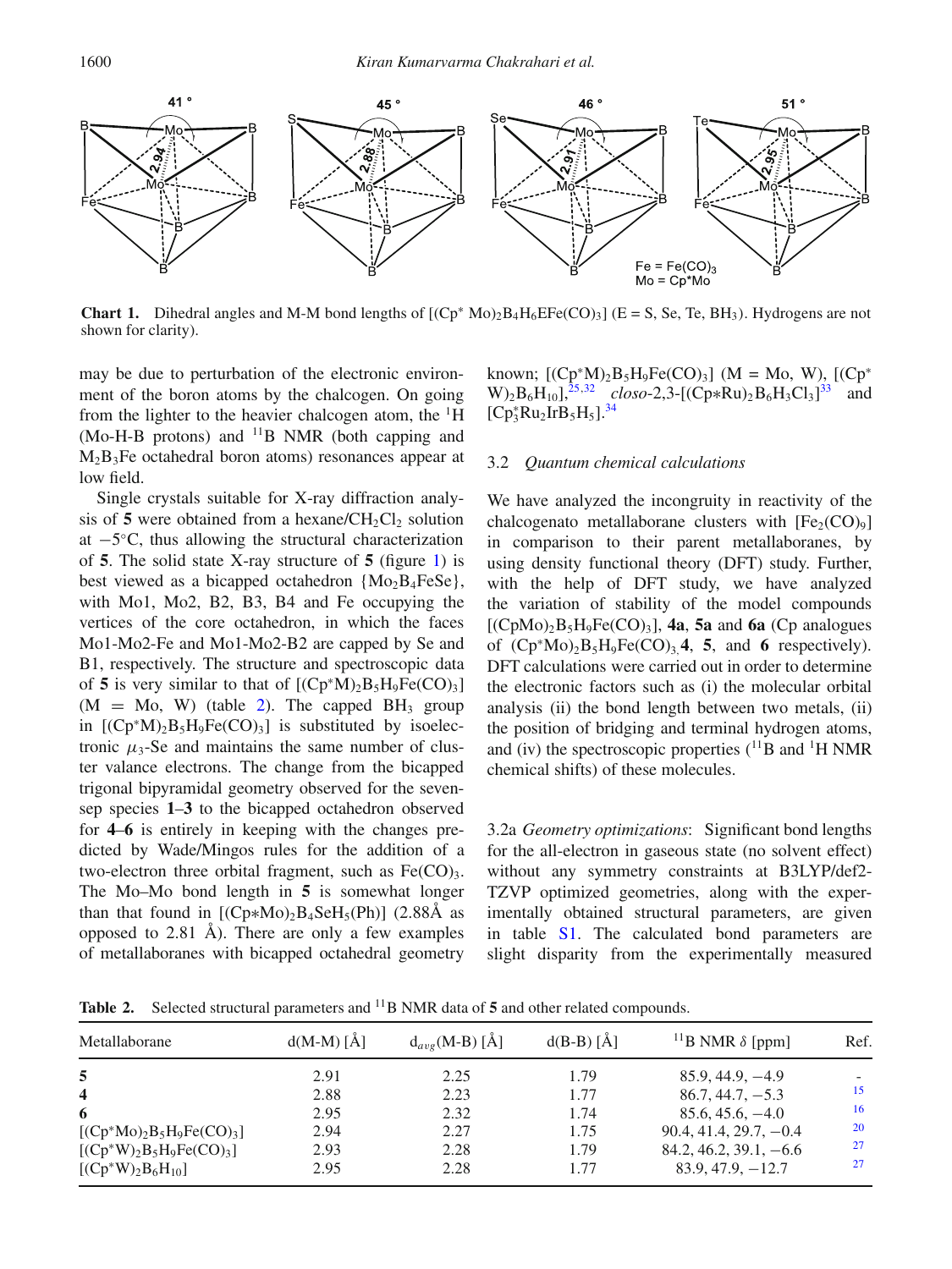41 °
45 °
46 °
51 °
2.94
2.88
2.91
2.95
B
Mo
Fe
S
Se
Te
Fe = Fe(CO)$_3$
Mo = Cp*Mo

**Chart 1.** Dihedral angles and M-M bond lengths of $[(Cp^* Mo)_2B_4H_6EFe(CO)_3]$ (E = S, Se, Te, $BH_3$). Hydrogens are not shown for clarity).

may be due to perturbation of the electronic environment of the boron atoms by the chalcogen. On going from the lighter to the heavier chalcogen atom, the $^{1}$H (Mo-H-B protons) and $^{11}$B NMR (both capping and $M_2B_3Fe$ octahedral boron atoms) resonances appear at low field.

Single crystals suitable for X-ray diffraction analysis of **5** were obtained from a hexane/$CH_2Cl_2$ solution at −5°C, thus allowing the structural characterization of **5**. The solid state X-ray structure of **5** (figure 1) is best viewed as a bicapped octahedron $\{Mo_2B_4FeSe\}$, with Mo1, Mo2, B2, B3, B4 and Fe occupying the vertices of the core octahedron, in which the faces Mo1-Mo2-Fe and Mo1-Mo2-B2 are capped by Se and B1, respectively. The structure and spectroscopic data of **5** is very similar to that of $[(Cp^*M)_2B_5H_9Fe(CO)_3]$ (M = Mo, W) (table 2). The capped $BH_3$ group in $[(Cp^*M)_2B_5H_9Fe(CO)_3]$ is substituted by isoelectronic $\mu_3$-Se and maintains the same number of cluster valance electrons. The change from the bicapped trigonal bipyramidal geometry observed for the seven-sep species **1**–**3** to the bicapped octahedron observed for **4**–**6** is entirely in keeping with the changes predicted by Wade/Mingos rules for the addition of a two-electron three orbital fragment, such as $Fe(CO)_3$. The Mo–Mo bond length in **5** is somewhat longer than that found in $[(Cp{*}Mo)_2B_4SeH_5(Ph)]$ (2.88Å as opposed to 2.81 Å). There are only a few examples of metallaboranes with bicapped octahedral geometry known; $[(Cp^*M)_2B_5H_9Fe(CO)_3]$ (M = Mo, W), $[(Cp^* W)_2B_6H_{10}]$,[25,32] *closo*-2,3-$[(Cp{*}Ru)_2B_6H_3Cl_3]$[33] and $[Cp^*_3Ru_2IrB_5H_5]$.[34]

### 3.2 *Quantum chemical calculations*

We have analyzed the incongruity in reactivity of the chalcogenato metallaborane clusters with $[Fe_2(CO)_9]$ in comparison to their parent metallaboranes, by using density functional theory (DFT) study. Further, with the help of DFT study, we have analyzed the variation of stability of the model compounds $[(CpMo)_2B_5H_9Fe(CO)_3]$, **4a**, **5a** and **6a** (Cp analogues of $(Cp^*Mo)_2B_5H_9Fe(CO)_3$ **4**, **5**, and **6** respectively). DFT calculations were carried out in order to determine the electronic factors such as (i) the molecular orbital analysis (ii) the bond length between two metals, (ii) the position of bridging and terminal hydrogen atoms, and (iv) the spectroscopic properties ($^{11}$B and $^{1}$H NMR chemical shifts) of these molecules.

3.2a *Geometry optimizations*: Significant bond lengths for the all-electron in gaseous state (no solvent effect) without any symmetry constraints at B3LYP/def2-TZVP optimized geometries, along with the experimentally obtained structural parameters, are given in table S1. The calculated bond parameters are slight disparity from the experimentally measured

**Table 2.** Selected structural parameters and $^{11}$B NMR data of **5** and other related compounds.

| Metallaborane | d(M-M) [Å] | $d_{avg}$(M-B) [Å] | d(B-B) [Å] | $^{11}$B NMR $\delta$ [ppm] | Ref. |
|---|---|---|---|---|---|
| **5** | 2.91 | 2.25 | 1.79 | 85.9, 44.9, −4.9 | - |
| **4** | 2.88 | 2.23 | 1.77 | 86.7, 44.7, −5.3 | 15 |
| **6** | 2.95 | 2.32 | 1.74 | 85.6, 45.6, −4.0 | 16 |
| $[(Cp^*Mo)_2B_5H_9Fe(CO)_3]$ | 2.94 | 2.27 | 1.75 | 90.4, 41.4, 29.7, −0.4 | 20 |
| $[(Cp^*W)_2B_5H_9Fe(CO)_3]$ | 2.93 | 2.28 | 1.79 | 84.2, 46.2, 39.1, −6.6 | 27 |
| $[(Cp^*W)_2B_6H_{10}]$ | 2.95 | 2.28 | 1.77 | 83.9, 47.9, −12.7 | 27 |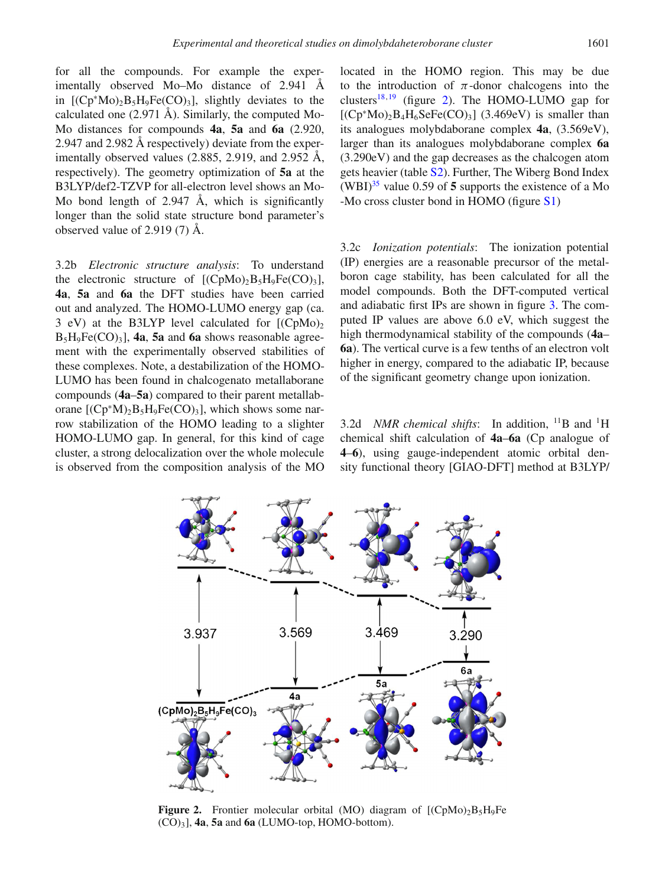for all the compounds. For example the experimentally observed Mo–Mo distance of 2.941 Å in $[(Cp^{*}Mo)_2B_5H_9Fe(CO)_3]$, slightly deviates to the calculated one (2.971 Å). Similarly, the computed Mo-Mo distances for compounds **4a**, **5a** and **6a** (2.920, 2.947 and 2.982 Å respectively) deviate from the experimentally observed values (2.885, 2.919, and 2.952 Å, respectively). The geometry optimization of **5a** at the B3LYP/def2-TZVP for all-electron level shows an Mo-Mo bond length of 2.947 Å, which is significantly longer than the solid state structure bond parameter's observed value of 2.919 (7) Å.

3.2b *Electronic structure analysis*: To understand the electronic structure of $[(CpMo)_2B_5H_9Fe(CO)_3]$, **4a**, **5a** and **6a** the DFT studies have been carried out and analyzed. The HOMO-LUMO energy gap (ca. 3 eV) at the B3LYP level calculated for $[(CpMo)_2B_5H_9Fe(CO)_3]$, **4a**, **5a** and **6a** shows reasonable agreement with the experimentally observed stabilities of these complexes. Note, a destabilization of the HOMO-LUMO has been found in chalcogenato metallaborane compounds (**4a**–**5a**) compared to their parent metallaborane $[(Cp^{*}M)_2B_5H_9Fe(CO)_3]$, which shows some narrow stabilization of the HOMO leading to a slighter HOMO-LUMO gap. In general, for this kind of cage cluster, a strong delocalization over the whole molecule is observed from the composition analysis of the MO located in the HOMO region. This may be due to the introduction of $\pi$-donor chalcogens into the clusters[18,19] (figure 2). The HOMO-LUMO gap for $[(Cp^{*}Mo)_2B_4H_6SeFe(CO)_3]$ (3.469eV) is smaller than its analogues molybdaborane complex **4a**, (3.569eV), larger than its analogues molybdaborane complex **6a** (3.290eV) and the gap decreases as the chalcogen atom gets heavier (table S2). Further, The Wiberg Bond Index (WBI)[35] value 0.59 of **5** supports the existence of a Mo -Mo cross cluster bond in HOMO (figure S1)

3.2c *Ionization potentials*: The ionization potential (IP) energies are a reasonable precursor of the metal-boron cage stability, has been calculated for all the model compounds. Both the DFT-computed vertical and adiabatic first IPs are shown in figure 3. The computed IP values are above 6.0 eV, which suggest the high thermodynamical stability of the compounds (**4a**–**6a**). The vertical curve is a few tenths of an electron volt higher in energy, compared to the adiabatic IP, because of the significant geometry change upon ionization.

3.2d *NMR chemical shifts*: In addition, $^{11}$B and $^{1}$H chemical shift calculation of **4a**–**6a** (Cp analogue of **4**–**6**), using gauge-independent atomic orbital density functional theory [GIAO-DFT] method at B3LYP/

**Figure 2.** Frontier molecular orbital (MO) diagram of $[(CpMo)_2B_5H_9Fe(CO)_3]$, **4a**, **5a** and **6a** (LUMO-top, HOMO-bottom).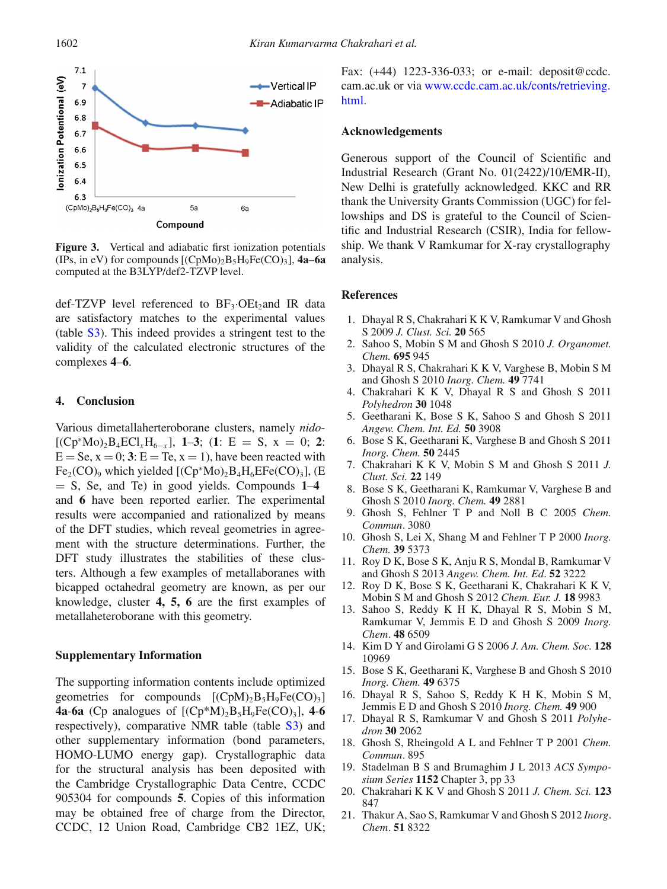Figure 3. Vertical and adiabatic first ionization potentials (IPs, in eV) for compounds $[(CpMo)_2B_5H_9Fe(CO)_3]$, **4a–6a** computed at the B3LYP/def2-TZVP level.

def-TZVP level referenced to $BF_3{\cdot}OEt_2$and IR data are satisfactory matches to the experimental values (table S3). This indeed provides a stringent test to the validity of the calculated electronic structures of the complexes **4–6**.

## 4. Conclusion

Various dimetallaherteroborane clusters, namely *nido*-$[(Cp^*Mo)_2B_4ECl_xH_{6-x}]$, **1–3**; (**1**: E = S, x = 0; **2**: E = Se, x = 0; **3**: E = Te, x = 1), have been reacted with $Fe_2(CO)_9$ which yielded $[(Cp^*Mo)_2B_4H_6EFe(CO)_3]$, (E = S, Se, and Te) in good yields. Compounds **1–4** and **6** have been reported earlier. The experimental results were accompanied and rationalized by means of the DFT studies, which reveal geometries in agreement with the structure determinations. Further, the DFT study illustrates the stabilities of these clusters. Although a few examples of metallaboranes with bicapped octahedral geometry are known, as per our knowledge, cluster **4, 5, 6** are the first examples of metallaheteroborane with this geometry.

## Supplementary Information

The supporting information contents include optimized geometries for compounds $[(CpM)_2B_5H_9Fe(CO)_3]$ **4a-6a** (Cp analogues of $[(Cp^*M)_2B_5H_9Fe(CO)_3]$, **4-6** respectively), comparative NMR table (table S3) and other supplementary information (bond parameters, HOMO-LUMO energy gap). Crystallographic data for the structural analysis has been deposited with the Cambridge Crystallographic Data Centre, CCDC 905304 for compounds **5**. Copies of this information may be obtained free of charge from the Director, CCDC, 12 Union Road, Cambridge CB2 1EZ, UK; Fax: (+44) 1223-336-033; or e-mail: deposit@ccdc.cam.ac.uk or via www.ccdc.cam.ac.uk/conts/retrieving.html.

## Acknowledgements

Generous support of the Council of Scientific and Industrial Research (Grant No. 01(2422)/10/EMR-II), New Delhi is gratefully acknowledged. KKC and RR thank the University Grants Commission (UGC) for fellowships and DS is grateful to the Council of Scientific and Industrial Research (CSIR), India for fellowship. We thank V Ramkumar for X-ray crystallography analysis.

## References

1. Dhayal R S, Chakrahari K K V, Ramkumar V and Ghosh S 2009 *J. Clust. Sci.* **20** 565
2. Sahoo S, Mobin S M and Ghosh S 2010 *J. Organomet. Chem.* **695** 945
3. Dhayal R S, Chakrahari K K V, Varghese B, Mobin S M and Ghosh S 2010 *Inorg. Chem.* **49** 7741
4. Chakrahari K K V, Dhayal R S and Ghosh S 2011 *Polyhedron* **30** 1048
5. Geetharani K, Bose S K, Sahoo S and Ghosh S 2011 *Angew. Chem. Int. Ed.* **50** 3908
6. Bose S K, Geetharani K, Varghese B and Ghosh S 2011 *Inorg. Chem.* **50** 2445
7. Chakrahari K K V, Mobin S M and Ghosh S 2011 *J. Clust. Sci.* **22** 149
8. Bose S K, Geetharani K, Ramkumar V, Varghese B and Ghosh S 2010 *Inorg. Chem.* **49** 2881
9. Ghosh S, Fehlner T P and Noll B C 2005 *Chem. Commun*. 3080
10. Ghosh S, Lei X, Shang M and Fehlner T P 2000 *Inorg. Chem.* **39** 5373
11. Roy D K, Bose S K, Anju R S, Mondal B, Ramkumar V and Ghosh S 2013 *Angew. Chem. Int. Ed.* **52** 3222
12. Roy D K, Bose S K, Geetharani K, Chakrahari K K V, Mobin S M and Ghosh S 2012 *Chem. Eur. J.* **18** 9983
13. Sahoo S, Reddy K H K, Dhayal R S, Mobin S M, Ramkumar V, Jemmis E D and Ghosh S 2009 *Inorg. Chem*. **48** 6509
14. Kim D Y and Girolami G S 2006 *J. Am. Chem. Soc.* **128** 10969
15. Bose S K, Geetharani K, Varghese B and Ghosh S 2010 *Inorg. Chem.* **49** 6375
16. Dhayal R S, Sahoo S, Reddy K H K, Mobin S M, Jemmis E D and Ghosh S 2010 *Inorg. Chem.* **49** 900
17. Dhayal R S, Ramkumar V and Ghosh S 2011 *Polyhedron* **30** 2062
18. Ghosh S, Rheingold A L and Fehlner T P 2001 *Chem. Commun*. 895
19. Stadelman B S and Brumaghim J L 2013 *ACS Symposium Series* **1152** Chapter 3, pp 33
20. Chakrahari K K V and Ghosh S 2011 *J. Chem. Sci.* **123** 847
21. Thakur A, Sao S, Ramkumar V and Ghosh S 2012 *Inorg. Chem*. **51** 8322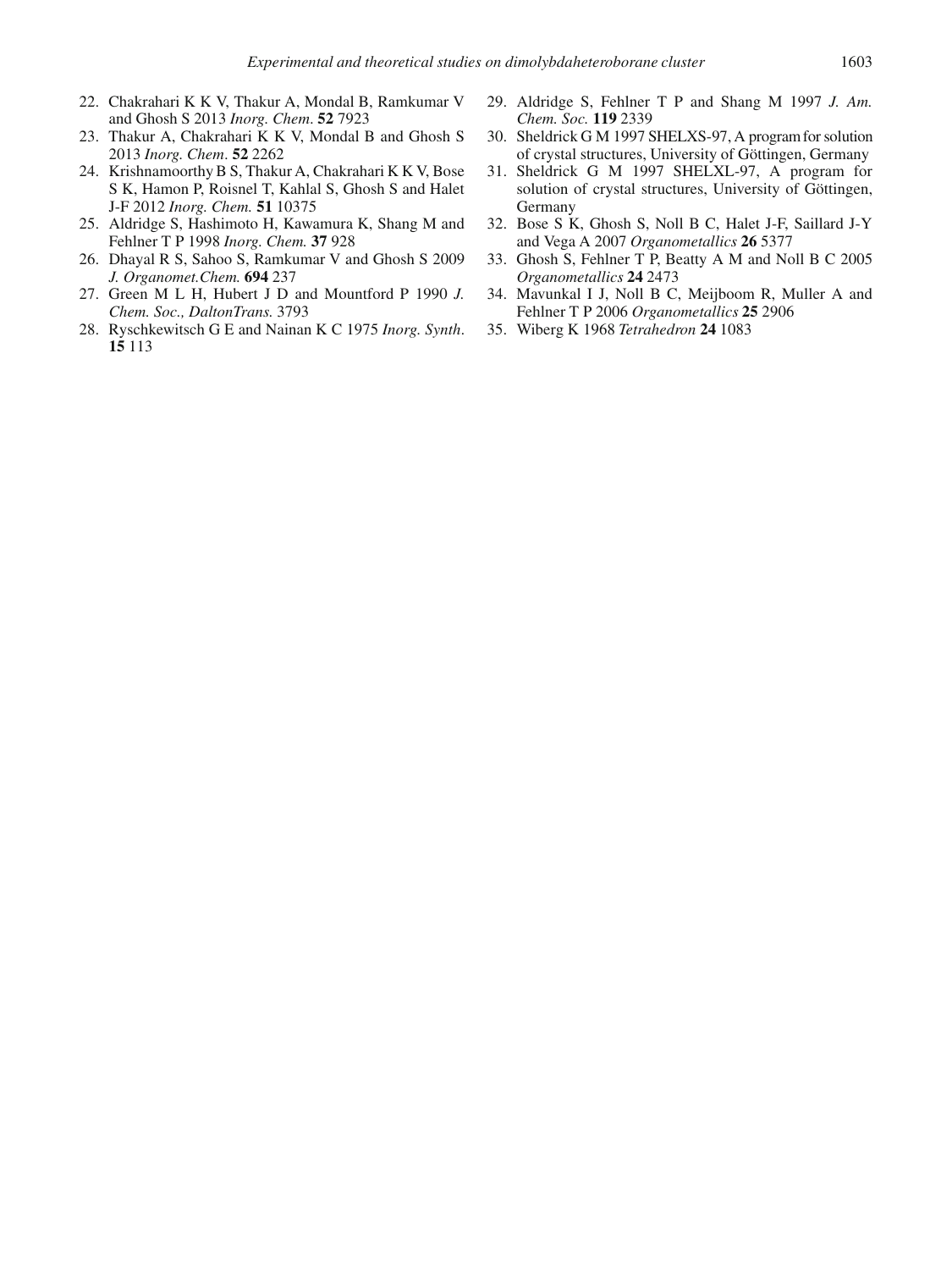22. Chakrahari K K V, Thakur A, Mondal B, Ramkumar V and Ghosh S 2013 *Inorg. Chem*. **52** 7923
23. Thakur A, Chakrahari K K V, Mondal B and Ghosh S 2013 *Inorg. Chem*. **52** 2262
24. Krishnamoorthy B S, Thakur A, Chakrahari K K V, Bose S K, Hamon P, Roisnel T, Kahlal S, Ghosh S and Halet J-F 2012 *Inorg. Chem.* **51** 10375
25. Aldridge S, Hashimoto H, Kawamura K, Shang M and Fehlner T P 1998 *Inorg. Chem.* **37** 928
26. Dhayal R S, Sahoo S, Ramkumar V and Ghosh S 2009 *J. Organomet.Chem.* **694** 237
27. Green M L H, Hubert J D and Mountford P 1990 *J. Chem. Soc., DaltonTrans.* 3793
28. Ryschkewitsch G E and Nainan K C 1975 *Inorg. Synth*. **15** 113
29. Aldridge S, Fehlner T P and Shang M 1997 *J. Am. Chem. Soc.* **119** 2339
30. Sheldrick G M 1997 SHELXS-97, A program for solution of crystal structures, University of Göttingen, Germany
31. Sheldrick G M 1997 SHELXL-97, A program for solution of crystal structures, University of Göttingen, Germany
32. Bose S K, Ghosh S, Noll B C, Halet J-F, Saillard J-Y and Vega A 2007 *Organometallics* **26** 5377
33. Ghosh S, Fehlner T P, Beatty A M and Noll B C 2005 *Organometallics* **24** 2473
34. Mavunkal I J, Noll B C, Meijboom R, Muller A and Fehlner T P 2006 *Organometallics* **25** 2906
35. Wiberg K 1968 *Tetrahedron* **24** 1083